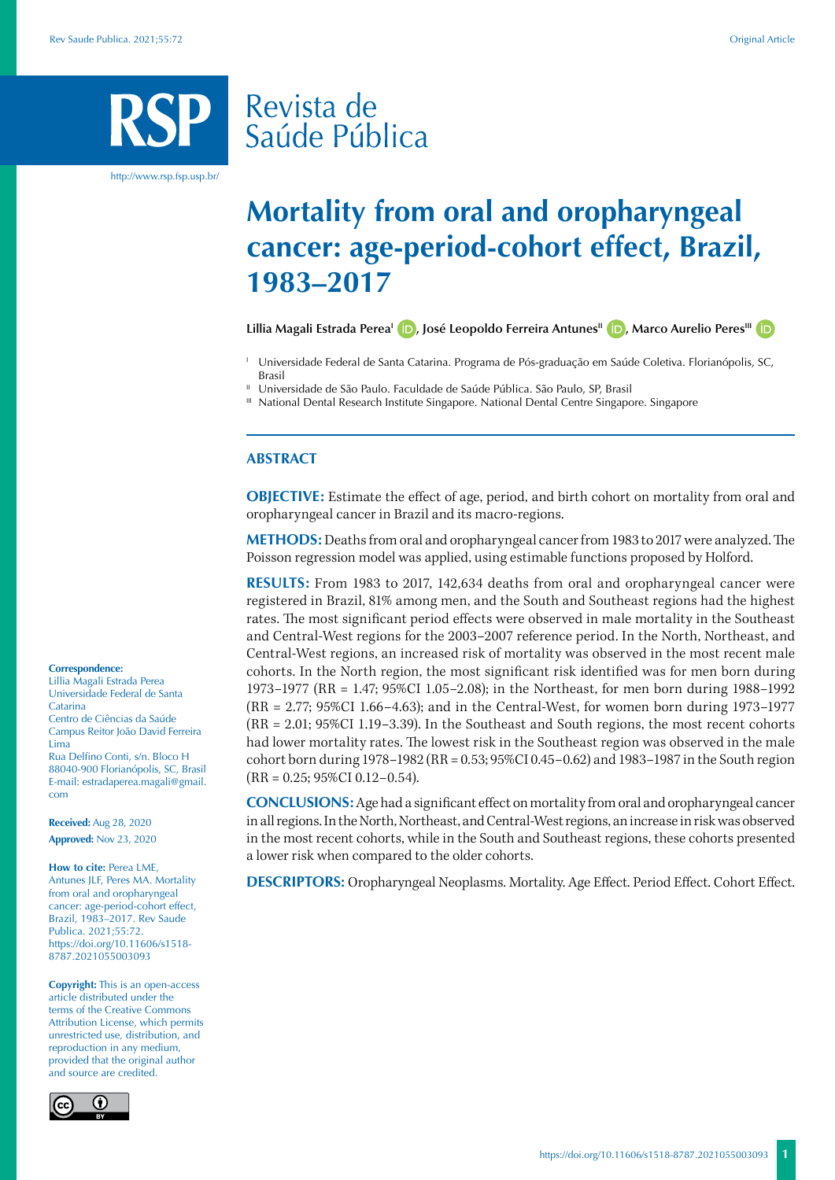# Mortality from oral and oropharyngeal cancer: age-period-cohort effect, Brazil, 1983–2017

**Lillia Magali Estrada Perea**[I], **José Leopoldo Ferreira Antunes**[II], **Marco Aurelio Peres**[III]

[I] Universidade Federal de Santa Catarina. Programa de Pós-graduação em Saúde Coletiva. Florianópolis, SC, Brasil

[II] Universidade de São Paulo. Faculdade de Saúde Pública. São Paulo, SP, Brasil

[III] National Dental Research Institute Singapore. National Dental Centre Singapore. Singapore

## ABSTRACT

**OBJECTIVE:** Estimate the effect of age, period, and birth cohort on mortality from oral and oropharyngeal cancer in Brazil and its macro-regions.

**METHODS:** Deaths from oral and oropharyngeal cancer from 1983 to 2017 were analyzed. The Poisson regression model was applied, using estimable functions proposed by Holford.

**RESULTS:** From 1983 to 2017, 142,634 deaths from oral and oropharyngeal cancer were registered in Brazil, 81% among men, and the South and Southeast regions had the highest rates. The most significant period effects were observed in male mortality in the Southeast and Central-West regions for the 2003–2007 reference period. In the North, Northeast, and Central-West regions, an increased risk of mortality was observed in the most recent male cohorts. In the North region, the most significant risk identified was for men born during 1973–1977 (RR = 1.47; 95%CI 1.05–2.08); in the Northeast, for men born during 1988–1992 (RR = 2.77; 95%CI 1.66–4.63); and in the Central-West, for women born during 1973–1977 (RR = 2.01; 95%CI 1.19–3.39). In the Southeast and South regions, the most recent cohorts had lower mortality rates. The lowest risk in the Southeast region was observed in the male cohort born during 1978–1982 (RR = 0.53; 95%CI 0.45–0.62) and 1983–1987 in the South region (RR = 0.25; 95%CI 0.12–0.54).

**CONCLUSIONS:** Age had a significant effect on mortality from oral and oropharyngeal cancer in all regions. In the North, Northeast, and Central-West regions, an increase in risk was observed in the most recent cohorts, while in the South and Southeast regions, these cohorts presented a lower risk when compared to the older cohorts.

**DESCRIPTORS:** Oropharyngeal Neoplasms. Mortality. Age Effect. Period Effect. Cohort Effect.

**Correspondence:**
Lillia Magali Estrada Perea
Universidade Federal de Santa Catarina
Centro de Ciências da Saúde
Campus Reitor João David Ferreira Lima
Rua Delfino Conti, s/n. Bloco H
88040-900 Florianópolis, SC, Brasil
E-mail: estradaperea.magali@gmail.com

**Received:** Aug 28, 2020

**Approved:** Nov 23, 2020

**How to cite:** Perea LME, Antunes JLF, Peres MA. Mortality from oral and oropharyngeal cancer: age-period-cohort effect, Brazil, 1983–2017. Rev Saude Publica. 2021;55:72. https://doi.org/10.11606/s1518-8787.2021055003093

**Copyright:** This is an open-access article distributed under the terms of the Creative Commons Attribution License, which permits unrestricted use, distribution, and reproduction in any medium, provided that the original author and source are credited.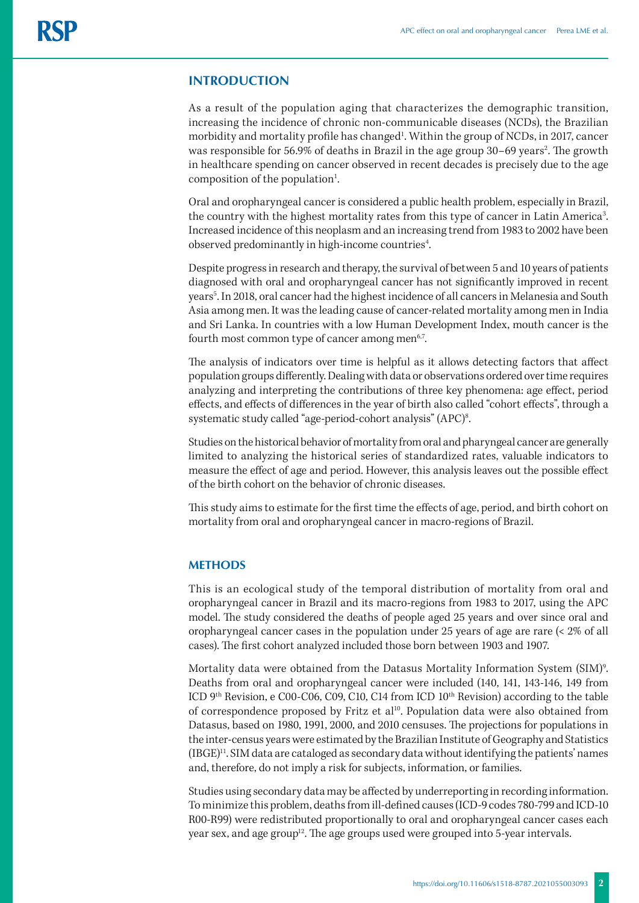## INTRODUCTION

As a result of the population aging that characterizes the demographic transition, increasing the incidence of chronic non-communicable diseases (NCDs), the Brazilian morbidity and mortality profile has changed[1]. Within the group of NCDs, in 2017, cancer was responsible for 56.9% of deaths in Brazil in the age group 30–69 years[2]. The growth in healthcare spending on cancer observed in recent decades is precisely due to the age composition of the population[1].

Oral and oropharyngeal cancer is considered a public health problem, especially in Brazil, the country with the highest mortality rates from this type of cancer in Latin America[3]. Increased incidence of this neoplasm and an increasing trend from 1983 to 2002 have been observed predominantly in high-income countries[4].

Despite progress in research and therapy, the survival of between 5 and 10 years of patients diagnosed with oral and oropharyngeal cancer has not significantly improved in recent years[5]. In 2018, oral cancer had the highest incidence of all cancers in Melanesia and South Asia among men. It was the leading cause of cancer-related mortality among men in India and Sri Lanka. In countries with a low Human Development Index, mouth cancer is the fourth most common type of cancer among men[6,7].

The analysis of indicators over time is helpful as it allows detecting factors that affect population groups differently. Dealing with data or observations ordered over time requires analyzing and interpreting the contributions of three key phenomena: age effect, period effects, and effects of differences in the year of birth also called "cohort effects", through a systematic study called "age-period-cohort analysis" (APC)[8].

Studies on the historical behavior of mortality from oral and pharyngeal cancer are generally limited to analyzing the historical series of standardized rates, valuable indicators to measure the effect of age and period. However, this analysis leaves out the possible effect of the birth cohort on the behavior of chronic diseases.

This study aims to estimate for the first time the effects of age, period, and birth cohort on mortality from oral and oropharyngeal cancer in macro-regions of Brazil.

## METHODS

This is an ecological study of the temporal distribution of mortality from oral and oropharyngeal cancer in Brazil and its macro-regions from 1983 to 2017, using the APC model. The study considered the deaths of people aged 25 years and over since oral and oropharyngeal cancer cases in the population under 25 years of age are rare (< 2% of all cases). The first cohort analyzed included those born between 1903 and 1907.

Mortality data were obtained from the Datasus Mortality Information System (SIM)[9]. Deaths from oral and oropharyngeal cancer were included (140, 141, 143-146, 149 from ICD 9th Revision, e C00-C06, C09, C10, C14 from ICD 10th Revision) according to the table of correspondence proposed by Fritz et al[10]. Population data were also obtained from Datasus, based on 1980, 1991, 2000, and 2010 censuses. The projections for populations in the inter-census years were estimated by the Brazilian Institute of Geography and Statistics (IBGE)[11]. SIM data are cataloged as secondary data without identifying the patients' names and, therefore, do not imply a risk for subjects, information, or families.

Studies using secondary data may be affected by underreporting in recording information. To minimize this problem, deaths from ill-defined causes (ICD-9 codes 780-799 and ICD-10 R00-R99) were redistributed proportionally to oral and oropharyngeal cancer cases each year sex, and age group[12]. The age groups used were grouped into 5-year intervals.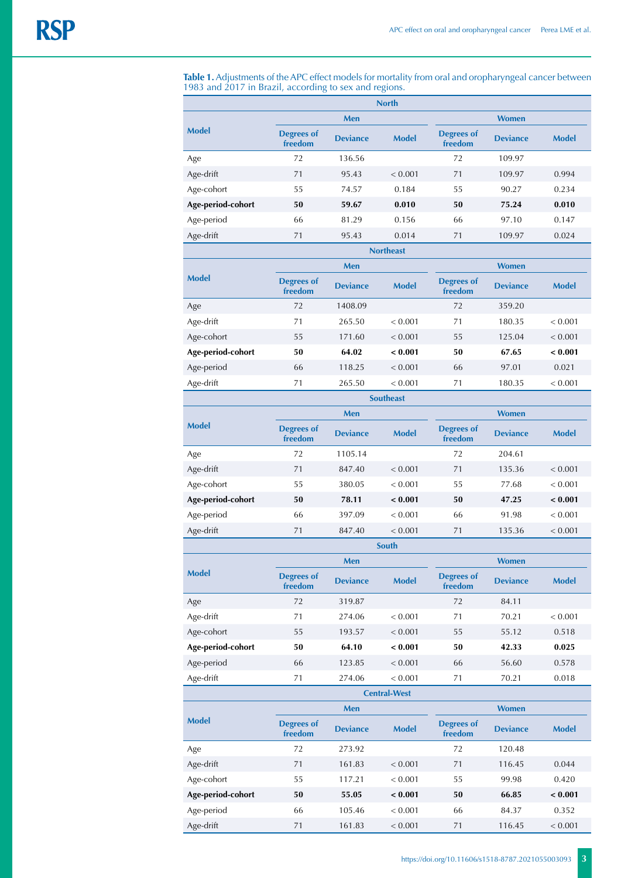**Table 1.** Adjustments of the APC effect models for mortality from oral and oropharyngeal cancer between 1983 and 2017 in Brazil, according to sex and regions.

| Model | Men | | | Women | | |
|---|---|---|---|---|---|---|
| | Degrees of freedom | Deviance | Model | Degrees of freedom | Deviance | Model |
| **North** | | | | | | |
| Age | 72 | 136.56 | | 72 | 109.97 | |
| Age-drift | 71 | 95.43 | < 0.001 | 71 | 109.97 | 0.994 |
| Age-cohort | 55 | 74.57 | 0.184 | 55 | 90.27 | 0.234 |
| **Age-period-cohort** | **50** | **59.67** | **0.010** | **50** | **75.24** | **0.010** |
| Age-period | 66 | 81.29 | 0.156 | 66 | 97.10 | 0.147 |
| Age-drift | 71 | 95.43 | 0.014 | 71 | 109.97 | 0.024 |
| **Northeast** | | | | | | |
| Age | 72 | 1408.09 | | 72 | 359.20 | |
| Age-drift | 71 | 265.50 | < 0.001 | 71 | 180.35 | < 0.001 |
| Age-cohort | 55 | 171.60 | < 0.001 | 55 | 125.04 | < 0.001 |
| **Age-period-cohort** | **50** | **64.02** | **< 0.001** | **50** | **67.65** | **< 0.001** |
| Age-period | 66 | 118.25 | < 0.001 | 66 | 97.01 | 0.021 |
| Age-drift | 71 | 265.50 | < 0.001 | 71 | 180.35 | < 0.001 |
| **Southeast** | | | | | | |
| Age | 72 | 1105.14 | | 72 | 204.61 | |
| Age-drift | 71 | 847.40 | < 0.001 | 71 | 135.36 | < 0.001 |
| Age-cohort | 55 | 380.05 | < 0.001 | 55 | 77.68 | < 0.001 |
| **Age-period-cohort** | **50** | **78.11** | **< 0.001** | **50** | **47.25** | **< 0.001** |
| Age-period | 66 | 397.09 | < 0.001 | 66 | 91.98 | < 0.001 |
| Age-drift | 71 | 847.40 | < 0.001 | 71 | 135.36 | < 0.001 |
| **South** | | | | | | |
| Age | 72 | 319.87 | | 72 | 84.11 | |
| Age-drift | 71 | 274.06 | < 0.001 | 71 | 70.21 | < 0.001 |
| Age-cohort | 55 | 193.57 | < 0.001 | 55 | 55.12 | 0.518 |
| **Age-period-cohort** | **50** | **64.10** | **< 0.001** | **50** | **42.33** | **0.025** |
| Age-period | 66 | 123.85 | < 0.001 | 66 | 56.60 | 0.578 |
| Age-drift | 71 | 274.06 | < 0.001 | 71 | 70.21 | 0.018 |
| **Central-West** | | | | | | |
| Age | 72 | 273.92 | | 72 | 120.48 | |
| Age-drift | 71 | 161.83 | < 0.001 | 71 | 116.45 | 0.044 |
| Age-cohort | 55 | 117.21 | < 0.001 | 55 | 99.98 | 0.420 |
| **Age-period-cohort** | **50** | **55.05** | **< 0.001** | **50** | **66.85** | **< 0.001** |
| Age-period | 66 | 105.46 | < 0.001 | 66 | 84.37 | 0.352 |
| Age-drift | 71 | 161.83 | < 0.001 | 71 | 116.45 | < 0.001 |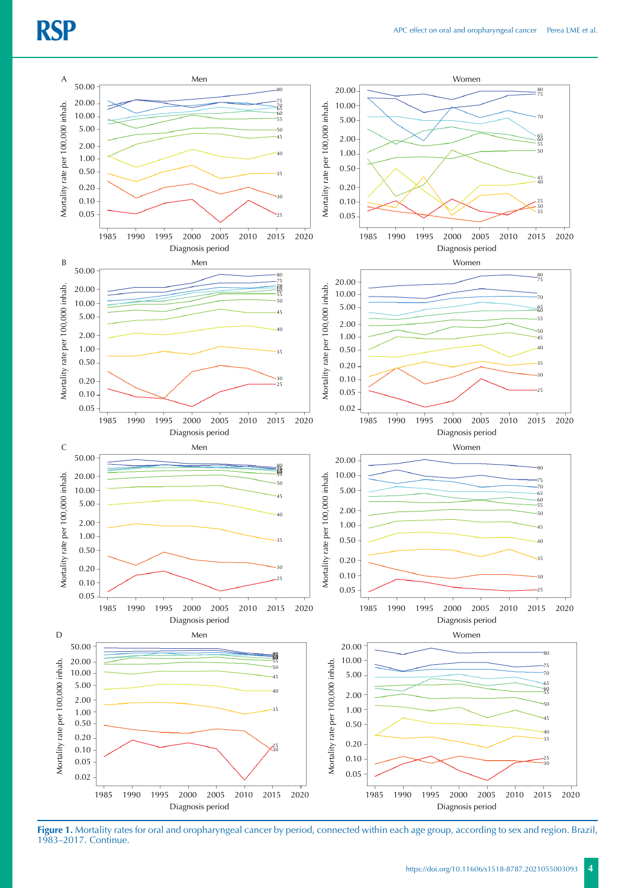**Figure 1.** Mortality rates for oral and oropharyngeal cancer by period, connected within each age group, according to sex and region. Brazil, 1983–2017. Continue.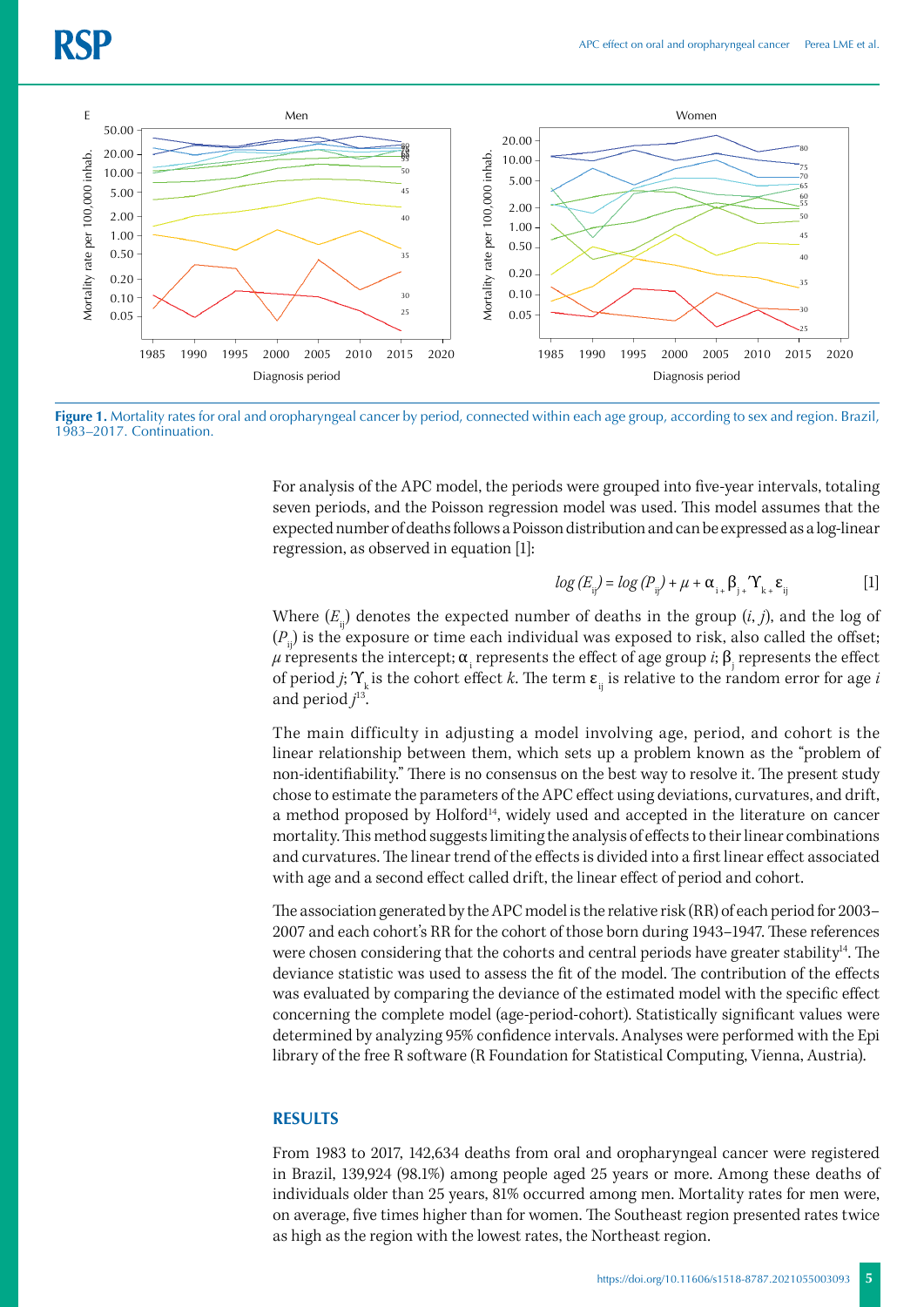**Figure 1.** Mortality rates for oral and oropharyngeal cancer by period, connected within each age group, according to sex and region. Brazil, 1983–2017. Continuation.

For analysis of the APC model, the periods were grouped into five-year intervals, totaling seven periods, and the Poisson regression model was used. This model assumes that the expected number of deaths follows a Poisson distribution and can be expressed as a log-linear regression, as observed in equation [1]:

$$\log (E_{ij}) = \log (P_{ij}) + \mu + \alpha_i + \beta_j + \Upsilon_k + \varepsilon_{ij} \qquad [1]$$

Where ($E_{ij}$) denotes the expected number of deaths in the group ($i$, $j$), and the log of ($P_{ij}$) is the exposure or time each individual was exposed to risk, also called the offset; $\mu$ represents the intercept; $\alpha_i$ represents the effect of age group $i$; $\beta_j$ represents the effect of period $j$; $\Upsilon_k$ is the cohort effect $k$. The term $\varepsilon_{ij}$ is relative to the random error for age $i$ and period $j$[13].

The main difficulty in adjusting a model involving age, period, and cohort is the linear relationship between them, which sets up a problem known as the "problem of non-identifiability." There is no consensus on the best way to resolve it. The present study chose to estimate the parameters of the APC effect using deviations, curvatures, and drift, a method proposed by Holford[14], widely used and accepted in the literature on cancer mortality. This method suggests limiting the analysis of effects to their linear combinations and curvatures. The linear trend of the effects is divided into a first linear effect associated with age and a second effect called drift, the linear effect of period and cohort.

The association generated by the APC model is the relative risk (RR) of each period for 2003–2007 and each cohort's RR for the cohort of those born during 1943–1947. These references were chosen considering that the cohorts and central periods have greater stability[14]. The deviance statistic was used to assess the fit of the model. The contribution of the effects was evaluated by comparing the deviance of the estimated model with the specific effect concerning the complete model (age-period-cohort). Statistically significant values were determined by analyzing 95% confidence intervals. Analyses were performed with the Epi library of the free R software (R Foundation for Statistical Computing, Vienna, Austria).

## RESULTS

From 1983 to 2017, 142,634 deaths from oral and oropharyngeal cancer were registered in Brazil, 139,924 (98.1%) among people aged 25 years or more. Among these deaths of individuals older than 25 years, 81% occurred among men. Mortality rates for men were, on average, five times higher than for women. The Southeast region presented rates twice as high as the region with the lowest rates, the Northeast region.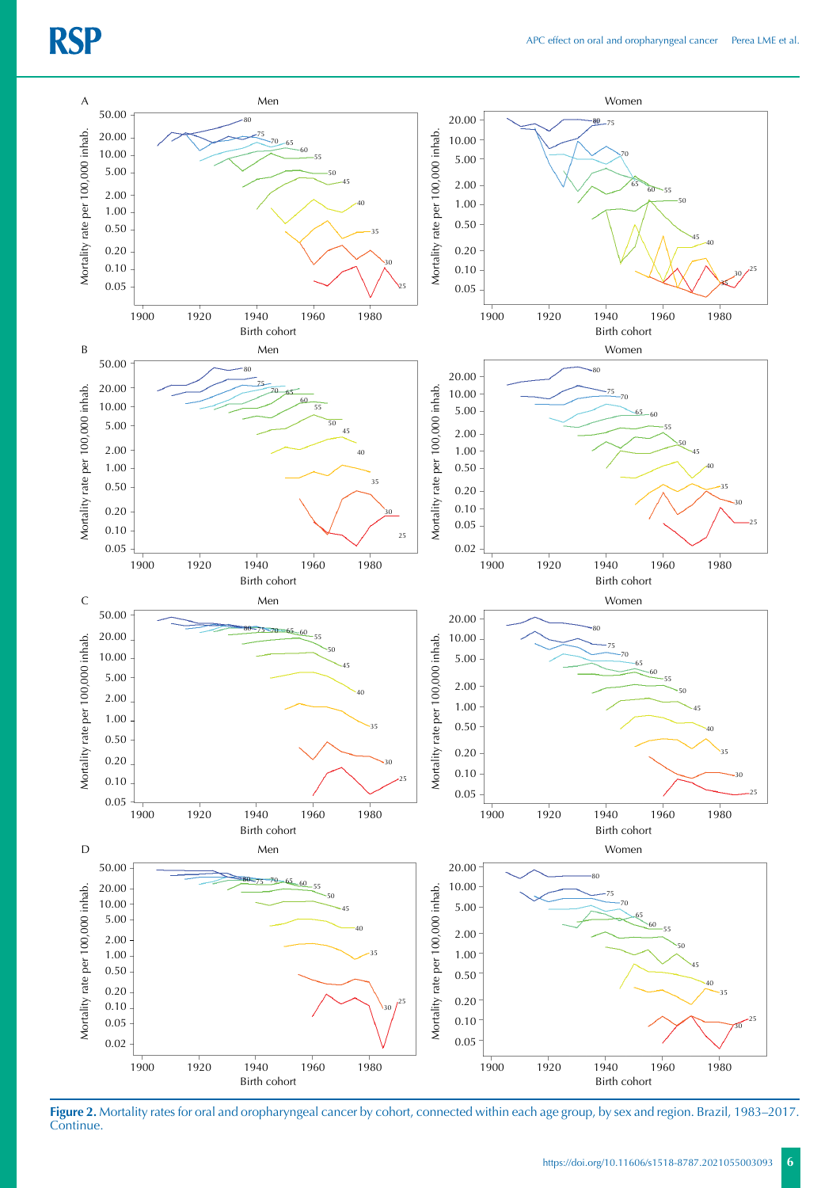**Figure 2.** Mortality rates for oral and oropharyngeal cancer by cohort, connected within each age group, by sex and region. Brazil, 1983–2017. Continue.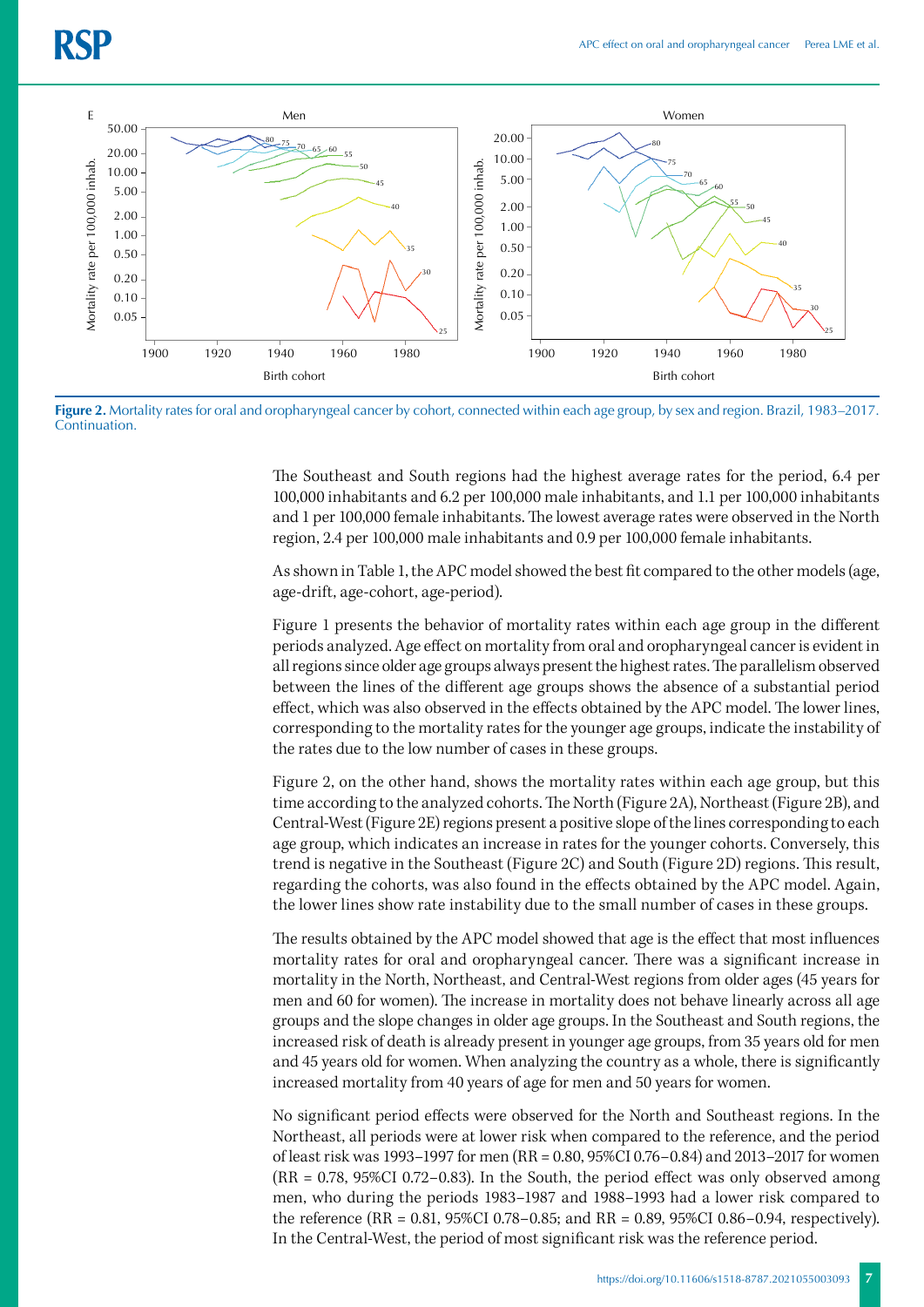**Figure 2.** Mortality rates for oral and oropharyngeal cancer by cohort, connected within each age group, by sex and region. Brazil, 1983–2017. Continuation.

The Southeast and South regions had the highest average rates for the period, 6.4 per 100,000 inhabitants and 6.2 per 100,000 male inhabitants, and 1.1 per 100,000 inhabitants and 1 per 100,000 female inhabitants. The lowest average rates were observed in the North region, 2.4 per 100,000 male inhabitants and 0.9 per 100,000 female inhabitants.

As shown in Table 1, the APC model showed the best fit compared to the other models (age, age-drift, age-cohort, age-period).

Figure 1 presents the behavior of mortality rates within each age group in the different periods analyzed. Age effect on mortality from oral and oropharyngeal cancer is evident in all regions since older age groups always present the highest rates. The parallelism observed between the lines of the different age groups shows the absence of a substantial period effect, which was also observed in the effects obtained by the APC model. The lower lines, corresponding to the mortality rates for the younger age groups, indicate the instability of the rates due to the low number of cases in these groups.

Figure 2, on the other hand, shows the mortality rates within each age group, but this time according to the analyzed cohorts. The North (Figure 2A), Northeast (Figure 2B), and Central-West (Figure 2E) regions present a positive slope of the lines corresponding to each age group, which indicates an increase in rates for the younger cohorts. Conversely, this trend is negative in the Southeast (Figure 2C) and South (Figure 2D) regions. This result, regarding the cohorts, was also found in the effects obtained by the APC model. Again, the lower lines show rate instability due to the small number of cases in these groups.

The results obtained by the APC model showed that age is the effect that most influences mortality rates for oral and oropharyngeal cancer. There was a significant increase in mortality in the North, Northeast, and Central-West regions from older ages (45 years for men and 60 for women). The increase in mortality does not behave linearly across all age groups and the slope changes in older age groups. In the Southeast and South regions, the increased risk of death is already present in younger age groups, from 35 years old for men and 45 years old for women. When analyzing the country as a whole, there is significantly increased mortality from 40 years of age for men and 50 years for women.

No significant period effects were observed for the North and Southeast regions. In the Northeast, all periods were at lower risk when compared to the reference, and the period of least risk was 1993–1997 for men (RR = 0.80, 95%CI 0.76–0.84) and 2013–2017 for women (RR = 0.78, 95%CI 0.72–0.83). In the South, the period effect was only observed among men, who during the periods 1983–1987 and 1988–1993 had a lower risk compared to the reference (RR = 0.81, 95%CI 0.78–0.85; and RR = 0.89, 95%CI 0.86–0.94, respectively). In the Central-West, the period of most significant risk was the reference period.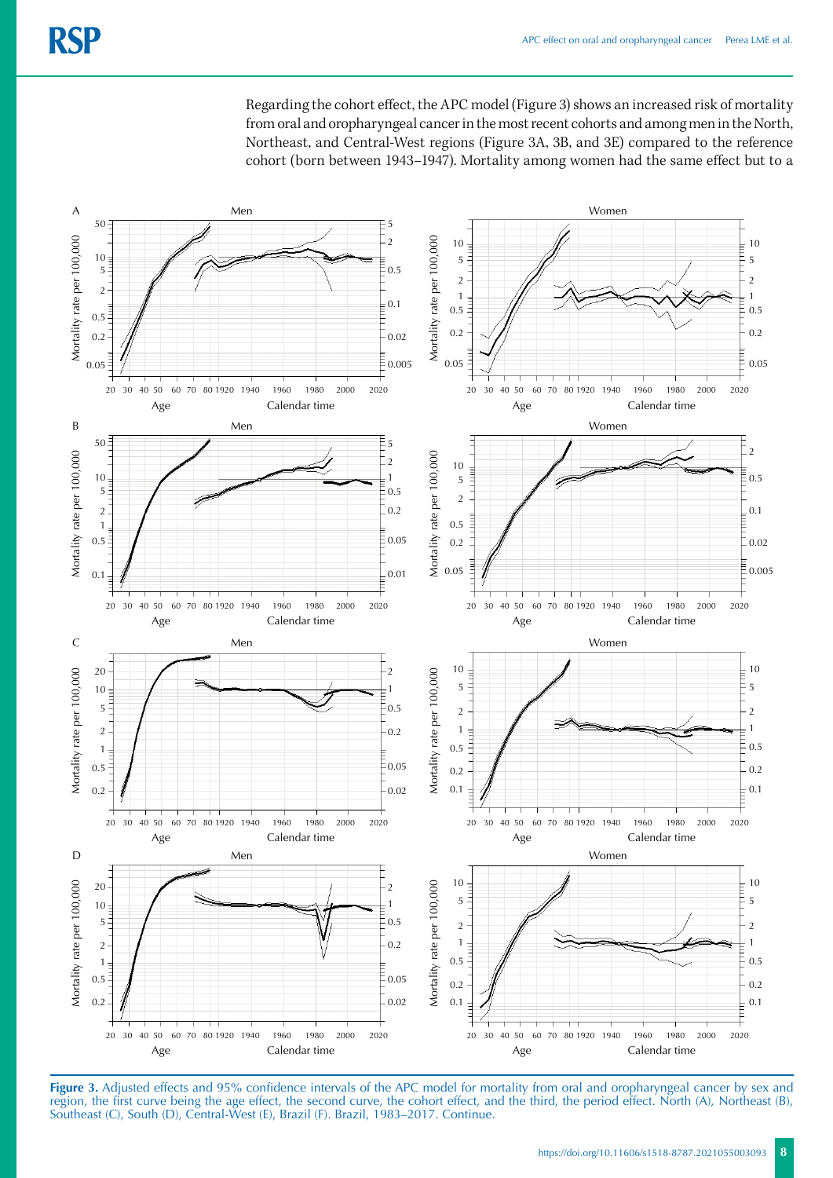Regarding the cohort effect, the APC model (Figure 3) shows an increased risk of mortality from oral and oropharyngeal cancer in the most recent cohorts and among men in the North, Northeast, and Central-West regions (Figure 3A, 3B, and 3E) compared to the reference cohort (born between 1943–1947). Mortality among women had the same effect but to a

**Figure 3.** Adjusted effects and 95% confidence intervals of the APC model for mortality from oral and oropharyngeal cancer by sex and region, the first curve being the age effect, the second curve, the cohort effect, and the third, the period effect. North (A), Northeast (B), Southeast (C), South (D), Central-West (E), Brazil (F). Brazil, 1983–2017. Continue.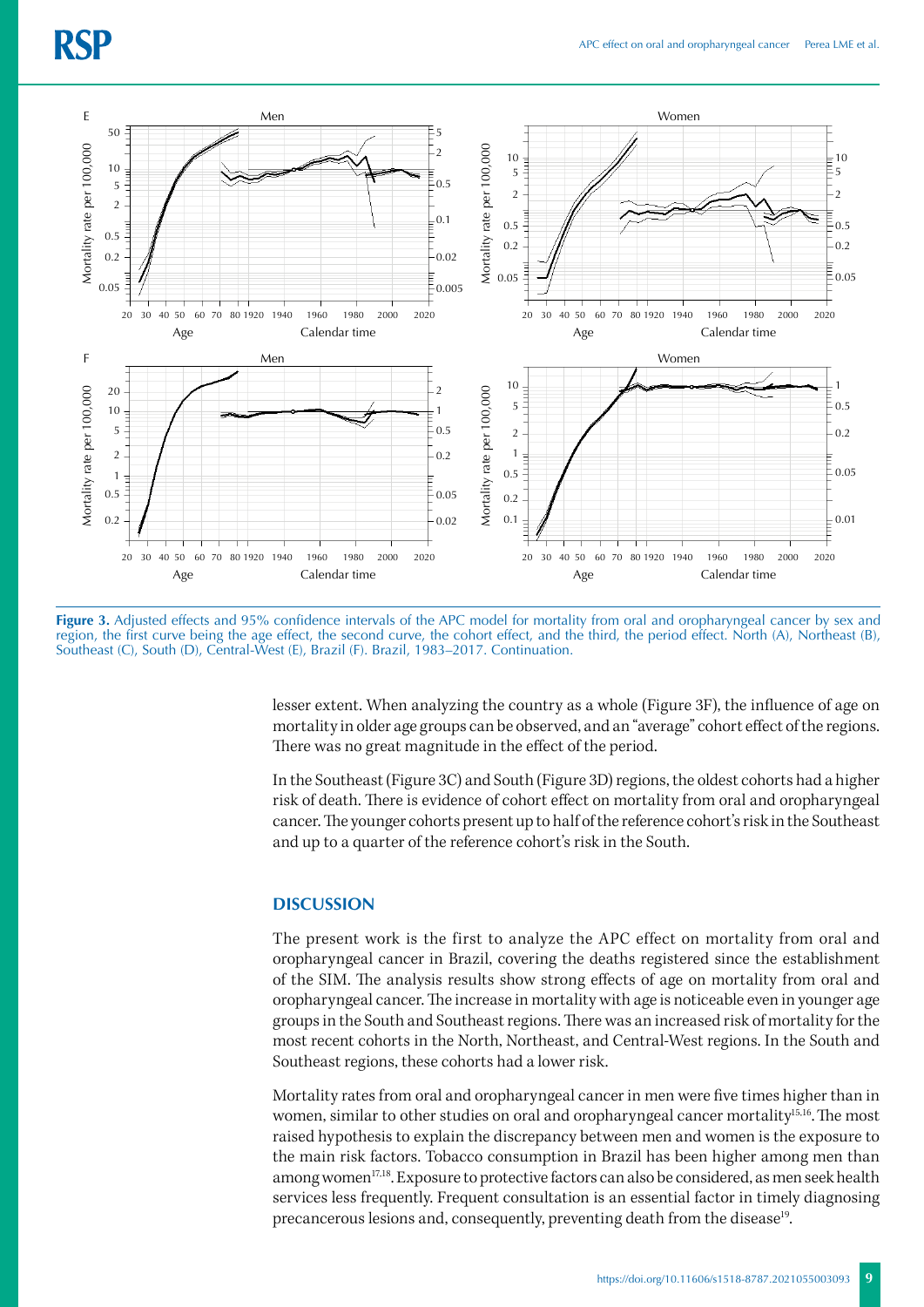**Figure 3.** Adjusted effects and 95% confidence intervals of the APC model for mortality from oral and oropharyngeal cancer by sex and region, the first curve being the age effect, the second curve, the cohort effect, and the third, the period effect. North (A), Northeast (B), Southeast (C), South (D), Central-West (E), Brazil (F). Brazil, 1983–2017. Continuation.

lesser extent. When analyzing the country as a whole (Figure 3F), the influence of age on mortality in older age groups can be observed, and an "average" cohort effect of the regions. There was no great magnitude in the effect of the period.

In the Southeast (Figure 3C) and South (Figure 3D) regions, the oldest cohorts had a higher risk of death. There is evidence of cohort effect on mortality from oral and oropharyngeal cancer. The younger cohorts present up to half of the reference cohort's risk in the Southeast and up to a quarter of the reference cohort's risk in the South.

## DISCUSSION

The present work is the first to analyze the APC effect on mortality from oral and oropharyngeal cancer in Brazil, covering the deaths registered since the establishment of the SIM. The analysis results show strong effects of age on mortality from oral and oropharyngeal cancer. The increase in mortality with age is noticeable even in younger age groups in the South and Southeast regions. There was an increased risk of mortality for the most recent cohorts in the North, Northeast, and Central-West regions. In the South and Southeast regions, these cohorts had a lower risk.

Mortality rates from oral and oropharyngeal cancer in men were five times higher than in women, similar to other studies on oral and oropharyngeal cancer mortality[15,16]. The most raised hypothesis to explain the discrepancy between men and women is the exposure to the main risk factors. Tobacco consumption in Brazil has been higher among men than among women[17,18]. Exposure to protective factors can also be considered, as men seek health services less frequently. Frequent consultation is an essential factor in timely diagnosing precancerous lesions and, consequently, preventing death from the disease[19].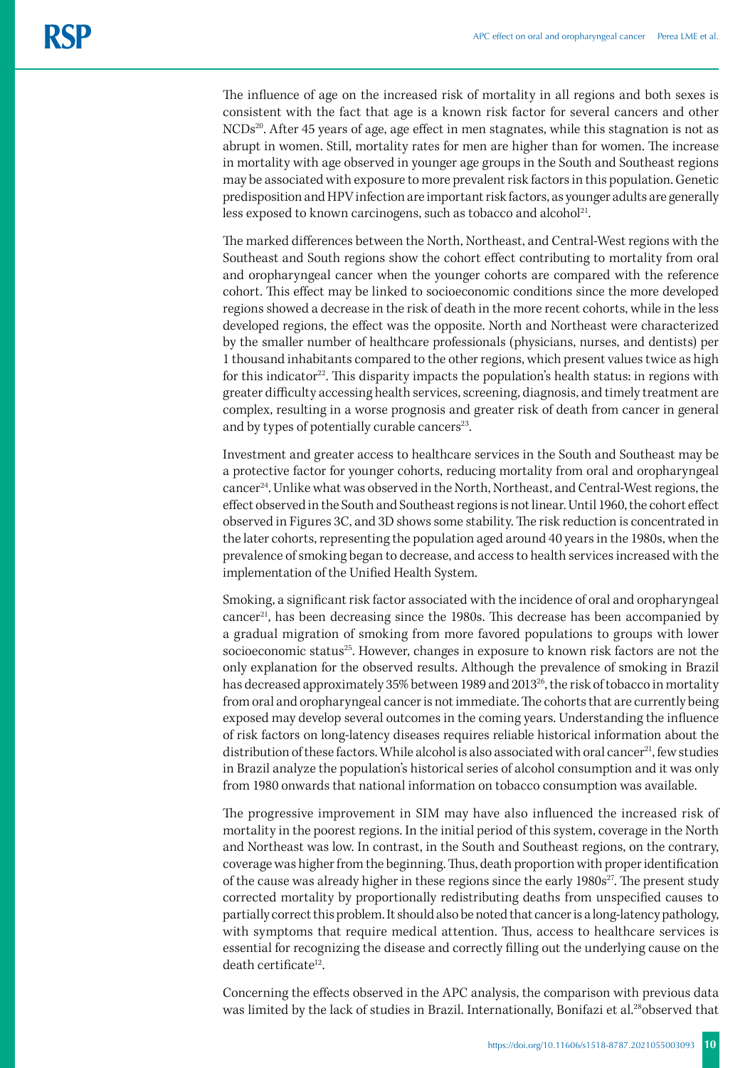The influence of age on the increased risk of mortality in all regions and both sexes is consistent with the fact that age is a known risk factor for several cancers and other NCDs[20]. After 45 years of age, age effect in men stagnates, while this stagnation is not as abrupt in women. Still, mortality rates for men are higher than for women. The increase in mortality with age observed in younger age groups in the South and Southeast regions may be associated with exposure to more prevalent risk factors in this population. Genetic predisposition and HPV infection are important risk factors, as younger adults are generally less exposed to known carcinogens, such as tobacco and alcohol[21].

The marked differences between the North, Northeast, and Central-West regions with the Southeast and South regions show the cohort effect contributing to mortality from oral and oropharyngeal cancer when the younger cohorts are compared with the reference cohort. This effect may be linked to socioeconomic conditions since the more developed regions showed a decrease in the risk of death in the more recent cohorts, while in the less developed regions, the effect was the opposite. North and Northeast were characterized by the smaller number of healthcare professionals (physicians, nurses, and dentists) per 1 thousand inhabitants compared to the other regions, which present values twice as high for this indicator[22]. This disparity impacts the population's health status: in regions with greater difficulty accessing health services, screening, diagnosis, and timely treatment are complex, resulting in a worse prognosis and greater risk of death from cancer in general and by types of potentially curable cancers[23].

Investment and greater access to healthcare services in the South and Southeast may be a protective factor for younger cohorts, reducing mortality from oral and oropharyngeal cancer[24]. Unlike what was observed in the North, Northeast, and Central-West regions, the effect observed in the South and Southeast regions is not linear. Until 1960, the cohort effect observed in Figures 3C, and 3D shows some stability. The risk reduction is concentrated in the later cohorts, representing the population aged around 40 years in the 1980s, when the prevalence of smoking began to decrease, and access to health services increased with the implementation of the Unified Health System.

Smoking, a significant risk factor associated with the incidence of oral and oropharyngeal cancer[21], has been decreasing since the 1980s. This decrease has been accompanied by a gradual migration of smoking from more favored populations to groups with lower socioeconomic status[25]. However, changes in exposure to known risk factors are not the only explanation for the observed results. Although the prevalence of smoking in Brazil has decreased approximately 35% between 1989 and 2013[26], the risk of tobacco in mortality from oral and oropharyngeal cancer is not immediate. The cohorts that are currently being exposed may develop several outcomes in the coming years. Understanding the influence of risk factors on long-latency diseases requires reliable historical information about the distribution of these factors. While alcohol is also associated with oral cancer[21], few studies in Brazil analyze the population's historical series of alcohol consumption and it was only from 1980 onwards that national information on tobacco consumption was available.

The progressive improvement in SIM may have also influenced the increased risk of mortality in the poorest regions. In the initial period of this system, coverage in the North and Northeast was low. In contrast, in the South and Southeast regions, on the contrary, coverage was higher from the beginning. Thus, death proportion with proper identification of the cause was already higher in these regions since the early 1980s[27]. The present study corrected mortality by proportionally redistributing deaths from unspecified causes to partially correct this problem. It should also be noted that cancer is a long-latency pathology, with symptoms that require medical attention. Thus, access to healthcare services is essential for recognizing the disease and correctly filling out the underlying cause on the death certificate[12].

Concerning the effects observed in the APC analysis, the comparison with previous data was limited by the lack of studies in Brazil. Internationally, Bonifazi et al.[28] observed that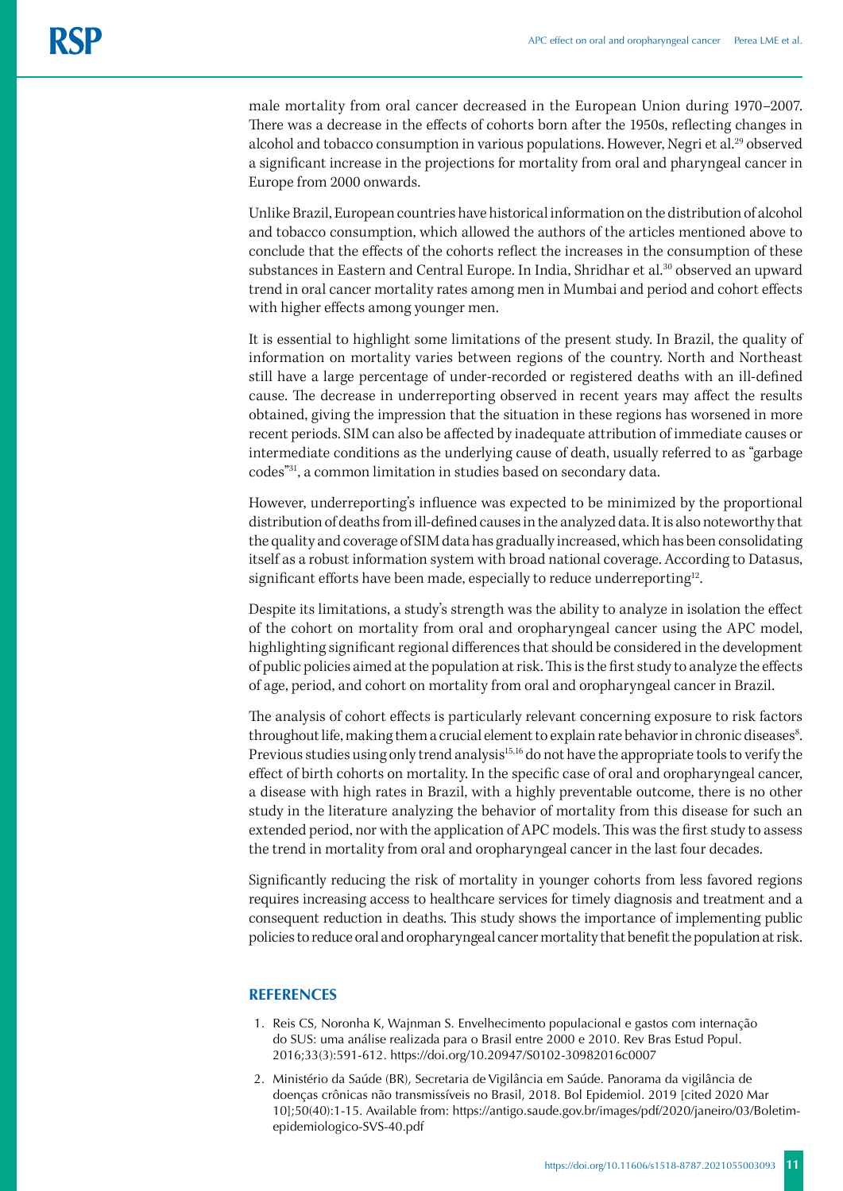male mortality from oral cancer decreased in the European Union during 1970–2007. There was a decrease in the effects of cohorts born after the 1950s, reflecting changes in alcohol and tobacco consumption in various populations. However, Negri et al.[29] observed a significant increase in the projections for mortality from oral and pharyngeal cancer in Europe from 2000 onwards.

Unlike Brazil, European countries have historical information on the distribution of alcohol and tobacco consumption, which allowed the authors of the articles mentioned above to conclude that the effects of the cohorts reflect the increases in the consumption of these substances in Eastern and Central Europe. In India, Shridhar et al.[30] observed an upward trend in oral cancer mortality rates among men in Mumbai and period and cohort effects with higher effects among younger men.

It is essential to highlight some limitations of the present study. In Brazil, the quality of information on mortality varies between regions of the country. North and Northeast still have a large percentage of under-recorded or registered deaths with an ill-defined cause. The decrease in underreporting observed in recent years may affect the results obtained, giving the impression that the situation in these regions has worsened in more recent periods. SIM can also be affected by inadequate attribution of immediate causes or intermediate conditions as the underlying cause of death, usually referred to as "garbage codes"[31], a common limitation in studies based on secondary data.

However, underreporting's influence was expected to be minimized by the proportional distribution of deaths from ill-defined causes in the analyzed data. It is also noteworthy that the quality and coverage of SIM data has gradually increased, which has been consolidating itself as a robust information system with broad national coverage. According to Datasus, significant efforts have been made, especially to reduce underreporting[12].

Despite its limitations, a study's strength was the ability to analyze in isolation the effect of the cohort on mortality from oral and oropharyngeal cancer using the APC model, highlighting significant regional differences that should be considered in the development of public policies aimed at the population at risk. This is the first study to analyze the effects of age, period, and cohort on mortality from oral and oropharyngeal cancer in Brazil.

The analysis of cohort effects is particularly relevant concerning exposure to risk factors throughout life, making them a crucial element to explain rate behavior in chronic diseases[8]. Previous studies using only trend analysis[15,16] do not have the appropriate tools to verify the effect of birth cohorts on mortality. In the specific case of oral and oropharyngeal cancer, a disease with high rates in Brazil, with a highly preventable outcome, there is no other study in the literature analyzing the behavior of mortality from this disease for such an extended period, nor with the application of APC models. This was the first study to assess the trend in mortality from oral and oropharyngeal cancer in the last four decades.

Significantly reducing the risk of mortality in younger cohorts from less favored regions requires increasing access to healthcare services for timely diagnosis and treatment and a consequent reduction in deaths. This study shows the importance of implementing public policies to reduce oral and oropharyngeal cancer mortality that benefit the population at risk.

## REFERENCES

1. Reis CS, Noronha K, Wajnman S. Envelhecimento populacional e gastos com internação do SUS: uma análise realizada para o Brasil entre 2000 e 2010. Rev Bras Estud Popul. 2016;33(3):591-612. https://doi.org/10.20947/S0102-30982016c0007
2. Ministério da Saúde (BR), Secretaria de Vigilância em Saúde. Panorama da vigilância de doenças crônicas não transmissíveis no Brasil, 2018. Bol Epidemiol. 2019 [cited 2020 Mar 10];50(40):1-15. Available from: https://antigo.saude.gov.br/images/pdf/2020/janeiro/03/Boletim-epidemiologico-SVS-40.pdf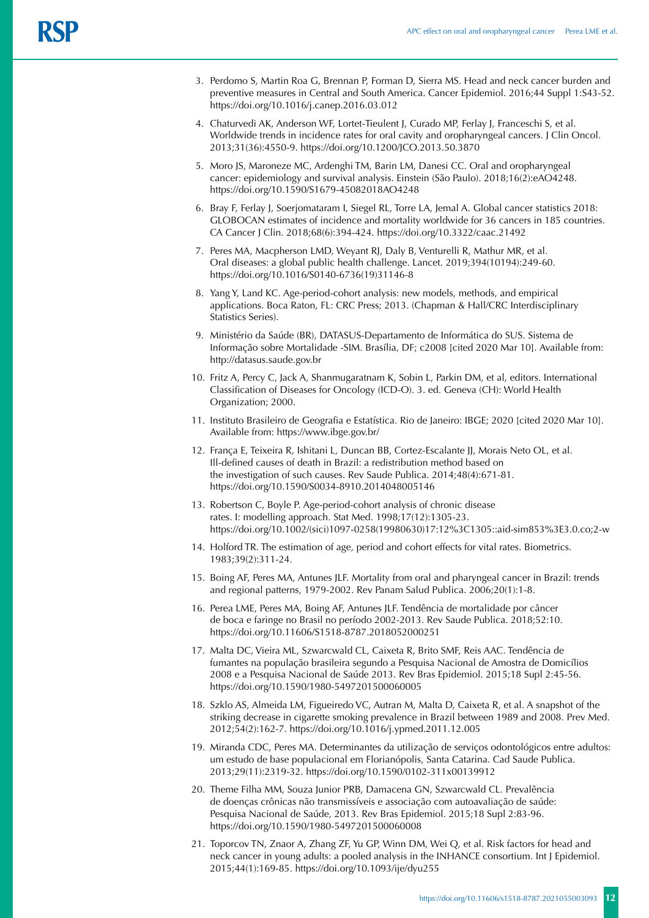3. Perdomo S, Martin Roa G, Brennan P, Forman D, Sierra MS. Head and neck cancer burden and preventive measures in Central and South America. Cancer Epidemiol. 2016;44 Suppl 1:S43-52. https://doi.org/10.1016/j.canep.2016.03.012

4. Chaturvedi AK, Anderson WF, Lortet-Tieulent J, Curado MP, Ferlay J, Franceschi S, et al. Worldwide trends in incidence rates for oral cavity and oropharyngeal cancers. J Clin Oncol. 2013;31(36):4550-9. https://doi.org/10.1200/JCO.2013.50.3870

5. Moro JS, Maroneze MC, Ardenghi TM, Barin LM, Danesi CC. Oral and oropharyngeal cancer: epidemiology and survival analysis. Einstein (São Paulo). 2018;16(2):eAO4248. https://doi.org/10.1590/S1679-45082018AO4248

6. Bray F, Ferlay J, Soerjomataram I, Siegel RL, Torre LA, Jemal A. Global cancer statistics 2018: GLOBOCAN estimates of incidence and mortality worldwide for 36 cancers in 185 countries. CA Cancer J Clin. 2018;68(6):394-424. https://doi.org/10.3322/caac.21492

7. Peres MA, Macpherson LMD, Weyant RJ, Daly B, Venturelli R, Mathur MR, et al. Oral diseases: a global public health challenge. Lancet. 2019;394(10194):249-60. https://doi.org/10.1016/S0140-6736(19)31146-8

8. Yang Y, Land KC. Age-period-cohort analysis: new models, methods, and empirical applications. Boca Raton, FL: CRC Press; 2013. (Chapman & Hall/CRC Interdisciplinary Statistics Series).

9. Ministério da Saúde (BR), DATASUS-Departamento de Informática do SUS. Sistema de Informação sobre Mortalidade -SIM. Brasília, DF; c2008 [cited 2020 Mar 10]. Available from: http://datasus.saude.gov.br

10. Fritz A, Percy C, Jack A, Shanmugaratnam K, Sobin L, Parkin DM, et al, editors. International Classification of Diseases for Oncology (ICD-O). 3. ed. Geneva (CH): World Health Organization; 2000.

11. Instituto Brasileiro de Geografia e Estatística. Rio de Janeiro: IBGE; 2020 [cited 2020 Mar 10]. Available from: https://www.ibge.gov.br/

12. França E, Teixeira R, Ishitani L, Duncan BB, Cortez-Escalante JJ, Morais Neto OL, et al. Ill-defined causes of death in Brazil: a redistribution method based on the investigation of such causes. Rev Saude Publica. 2014;48(4):671-81. https://doi.org/10.1590/S0034-8910.2014048005146

13. Robertson C, Boyle P. Age-period-cohort analysis of chronic disease rates. I: modelling approach. Stat Med. 1998;17(12):1305-23. https://doi.org/10.1002/(sici)1097-0258(19980630)17:12%3C1305::aid-sim853%3E3.0.co;2-w

14. Holford TR. The estimation of age, period and cohort effects for vital rates. Biometrics. 1983;39(2):311-24.

15. Boing AF, Peres MA, Antunes JLF. Mortality from oral and pharyngeal cancer in Brazil: trends and regional patterns, 1979-2002. Rev Panam Salud Publica. 2006;20(1):1-8.

16. Perea LME, Peres MA, Boing AF, Antunes JLF. Tendência de mortalidade por câncer de boca e faringe no Brasil no período 2002-2013. Rev Saude Publica. 2018;52:10. https://doi.org/10.11606/S1518-8787.2018052000251

17. Malta DC, Vieira ML, Szwarcwald CL, Caixeta R, Brito SMF, Reis AAC. Tendência de fumantes na população brasileira segundo a Pesquisa Nacional de Amostra de Domicílios 2008 e a Pesquisa Nacional de Saúde 2013. Rev Bras Epidemiol. 2015;18 Supl 2:45-56. https://doi.org/10.1590/1980-5497201500060005

18. Szklo AS, Almeida LM, Figueiredo VC, Autran M, Malta D, Caixeta R, et al. A snapshot of the striking decrease in cigarette smoking prevalence in Brazil between 1989 and 2008. Prev Med. 2012;54(2):162-7. https://doi.org/10.1016/j.ypmed.2011.12.005

19. Miranda CDC, Peres MA. Determinantes da utilização de serviços odontológicos entre adultos: um estudo de base populacional em Florianópolis, Santa Catarina. Cad Saude Publica. 2013;29(11):2319-32. https://doi.org/10.1590/0102-311x00139912

20. Theme Filha MM, Souza Junior PRB, Damacena GN, Szwarcwald CL. Prevalência de doenças crônicas não transmissíveis e associação com autoavaliação de saúde: Pesquisa Nacional de Saúde, 2013. Rev Bras Epidemiol. 2015;18 Supl 2:83-96. https://doi.org/10.1590/1980-5497201500060008

21. Toporcov TN, Znaor A, Zhang ZF, Yu GP, Winn DM, Wei Q, et al. Risk factors for head and neck cancer in young adults: a pooled analysis in the INHANCE consortium. Int J Epidemiol. 2015;44(1):169-85. https://doi.org/10.1093/ije/dyu255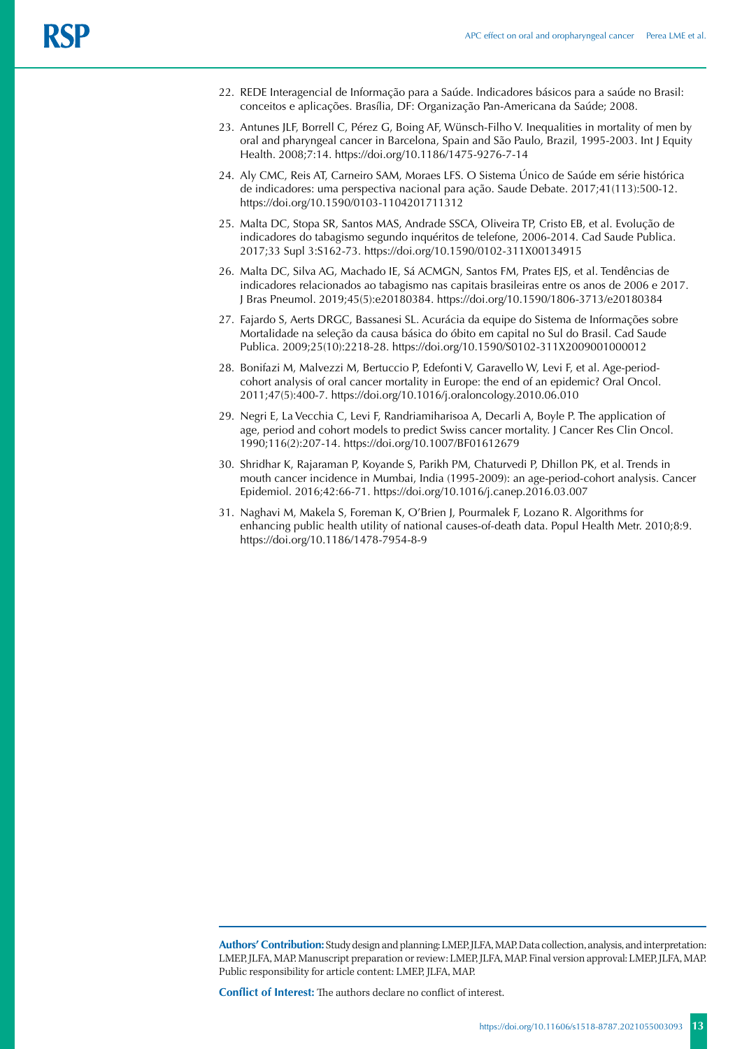22. REDE Interagencial de Informação para a Saúde. Indicadores básicos para a saúde no Brasil: conceitos e aplicações. Brasília, DF: Organização Pan-Americana da Saúde; 2008.
23. Antunes JLF, Borrell C, Pérez G, Boing AF, Wünsch-Filho V. Inequalities in mortality of men by oral and pharyngeal cancer in Barcelona, Spain and São Paulo, Brazil, 1995-2003. Int J Equity Health. 2008;7:14. https://doi.org/10.1186/1475-9276-7-14
24. Aly CMC, Reis AT, Carneiro SAM, Moraes LFS. O Sistema Único de Saúde em série histórica de indicadores: uma perspectiva nacional para ação. Saude Debate. 2017;41(113):500-12. https://doi.org/10.1590/0103-1104201711312
25. Malta DC, Stopa SR, Santos MAS, Andrade SSCA, Oliveira TP, Cristo EB, et al. Evolução de indicadores do tabagismo segundo inquéritos de telefone, 2006-2014. Cad Saude Publica. 2017;33 Supl 3:S162-73. https://doi.org/10.1590/0102-311X00134915
26. Malta DC, Silva AG, Machado IE, Sá ACMGN, Santos FM, Prates EJS, et al. Tendências de indicadores relacionados ao tabagismo nas capitais brasileiras entre os anos de 2006 e 2017. J Bras Pneumol. 2019;45(5):e20180384. https://doi.org/10.1590/1806-3713/e20180384
27. Fajardo S, Aerts DRGC, Bassanesi SL. Acurácia da equipe do Sistema de Informações sobre Mortalidade na seleção da causa básica do óbito em capital no Sul do Brasil. Cad Saude Publica. 2009;25(10):2218-28. https://doi.org/10.1590/S0102-311X2009001000012
28. Bonifazi M, Malvezzi M, Bertuccio P, Edefonti V, Garavello W, Levi F, et al. Age-period-cohort analysis of oral cancer mortality in Europe: the end of an epidemic? Oral Oncol. 2011;47(5):400-7. https://doi.org/10.1016/j.oraloncology.2010.06.010
29. Negri E, La Vecchia C, Levi F, Randriamiharisoa A, Decarli A, Boyle P. The application of age, period and cohort models to predict Swiss cancer mortality. J Cancer Res Clin Oncol. 1990;116(2):207-14. https://doi.org/10.1007/BF01612679
30. Shridhar K, Rajaraman P, Koyande S, Parikh PM, Chaturvedi P, Dhillon PK, et al. Trends in mouth cancer incidence in Mumbai, India (1995-2009): an age-period-cohort analysis. Cancer Epidemiol. 2016;42:66-71. https://doi.org/10.1016/j.canep.2016.03.007
31. Naghavi M, Makela S, Foreman K, O'Brien J, Pourmalek F, Lozano R. Algorithms for enhancing public health utility of national causes-of-death data. Popul Health Metr. 2010;8:9. https://doi.org/10.1186/1478-7954-8-9

**Authors' Contribution:** Study design and planning: LMEP, JLFA, MAP. Data collection, analysis, and interpretation: LMEP, JLFA, MAP. Manuscript preparation or review: LMEP, JLFA, MAP. Final version approval: LMEP, JLFA, MAP. Public responsibility for article content: LMEP, JLFA, MAP.

**Conflict of Interest:** The authors declare no conflict of interest.